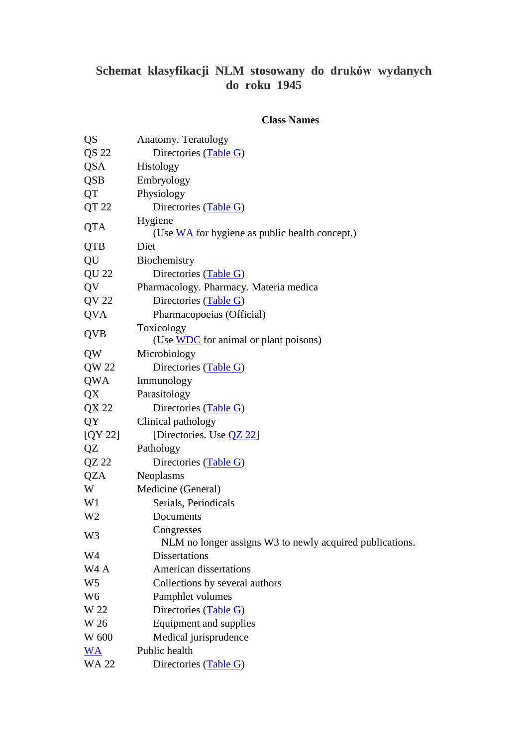# Schemat klasyfikacji NLM stosowany do druków wydanych do roku 1945

### Class Names

| | |
|---|---|
| QS | Anatomy. Teratology |
| QS 22 | Directories (Table G) |
| QSA | Histology |
| QSB | Embryology |
| QT | Physiology |
| QT 22 | Directories (Table G) |
| QTA | Hygiene (Use WA for hygiene as public health concept.) |
| QTB | Diet |
| QU | Biochemistry |
| QU 22 | Directories (Table G) |
| QV | Pharmacology. Pharmacy. Materia medica |
| QV 22 | Directories (Table G) |
| QVA | Pharmacopoeias (Official) |
| QVB | Toxicology (Use WDC for animal or plant poisons) |
| QW | Microbiology |
| QW 22 | Directories (Table G) |
| QWA | Immunology |
| QX | Parasitology |
| QX 22 | Directories (Table G) |
| QY | Clinical pathology |
| [QY 22] | [Directories. Use QZ 22] |
| QZ | Pathology |
| QZ 22 | Directories (Table G) |
| QZA | Neoplasms |
| W | Medicine (General) |
| W1 | Serials, Periodicals |
| W2 | Documents |
| W3 | Congresses NLM no longer assigns W3 to newly acquired publications. |
| W4 | Dissertations |
| W4 A | American dissertations |
| W5 | Collections by several authors |
| W6 | Pamphlet volumes |
| W 22 | Directories (Table G) |
| W 26 | Equipment and supplies |
| W 600 | Medical jurisprudence |
| WA | Public health |
| WA 22 | Directories (Table G) |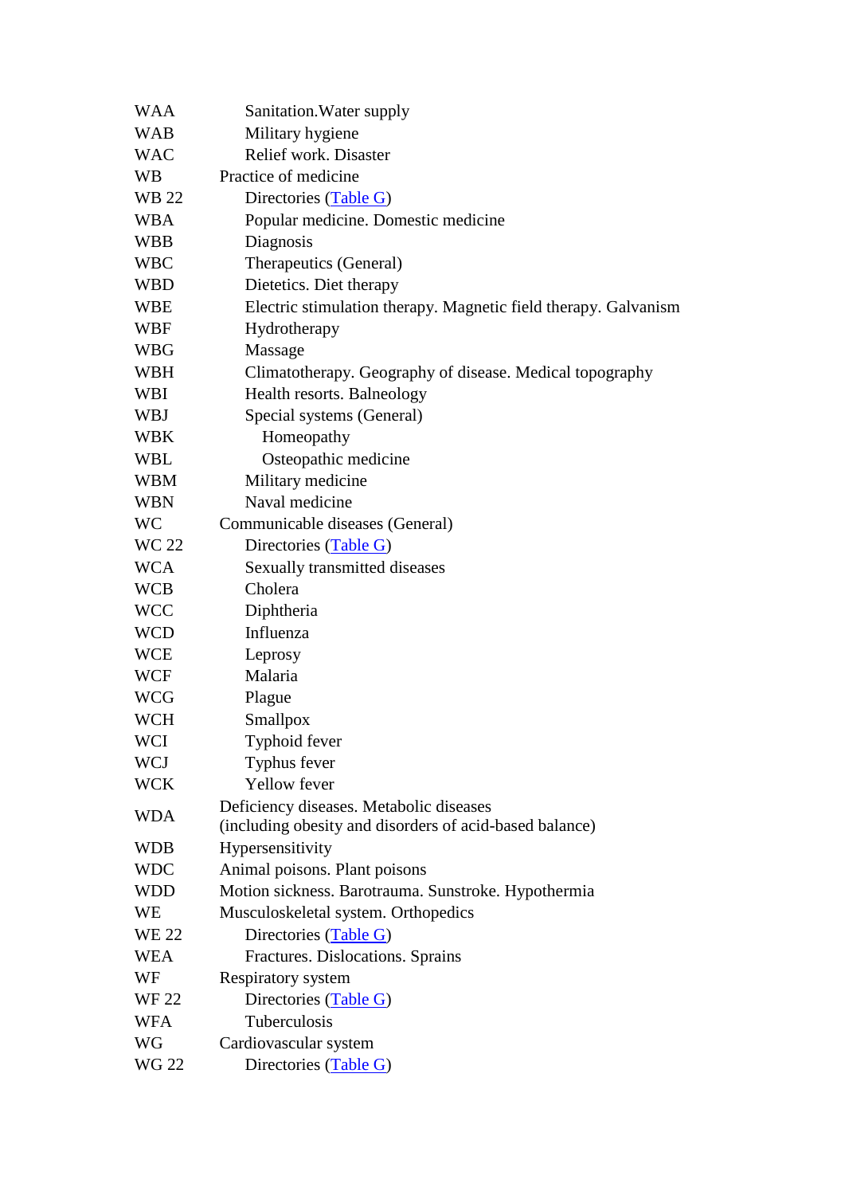| | |
|---|---|
| WAA | Sanitation.Water supply |
| WAB | Military hygiene |
| WAC | Relief work. Disaster |
| WB | Practice of medicine |
| WB 22 | Directories (Table G) |
| WBA | Popular medicine. Domestic medicine |
| WBB | Diagnosis |
| WBC | Therapeutics (General) |
| WBD | Dietetics. Diet therapy |
| WBE | Electric stimulation therapy. Magnetic field therapy. Galvanism |
| WBF | Hydrotherapy |
| WBG | Massage |
| WBH | Climatotherapy. Geography of disease. Medical topography |
| WBI | Health resorts. Balneology |
| WBJ | Special systems (General) |
| WBK | Homeopathy |
| WBL | Osteopathic medicine |
| WBM | Military medicine |
| WBN | Naval medicine |
| WC | Communicable diseases (General) |
| WC 22 | Directories (Table G) |
| WCA | Sexually transmitted diseases |
| WCB | Cholera |
| WCC | Diphtheria |
| WCD | Influenza |
| WCE | Leprosy |
| WCF | Malaria |
| WCG | Plague |
| WCH | Smallpox |
| WCI | Typhoid fever |
| WCJ | Typhus fever |
| WCK | Yellow fever |
| WDA | Deficiency diseases. Metabolic diseases (including obesity and disorders of acid-based balance) |
| WDB | Hypersensitivity |
| WDC | Animal poisons. Plant poisons |
| WDD | Motion sickness. Barotrauma. Sunstroke. Hypothermia |
| WE | Musculoskeletal system. Orthopedics |
| WE 22 | Directories (Table G) |
| WEA | Fractures. Dislocations. Sprains |
| WF | Respiratory system |
| WF 22 | Directories (Table G) |
| WFA | Tuberculosis |
| WG | Cardiovascular system |
| WG 22 | Directories (Table G) |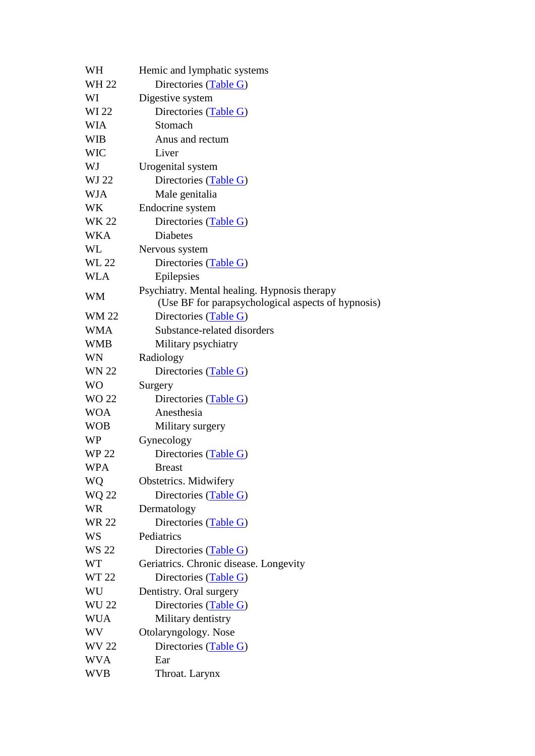| | |
|---|---|
| WH | Hemic and lymphatic systems |
| WH 22 | Directories (Table G) |
| WI | Digestive system |
| WI 22 | Directories (Table G) |
| WIA | Stomach |
| WIB | Anus and rectum |
| WIC | Liver |
| WJ | Urogenital system |
| WJ 22 | Directories (Table G) |
| WJA | Male genitalia |
| WK | Endocrine system |
| WK 22 | Directories (Table G) |
| WKA | Diabetes |
| WL | Nervous system |
| WL 22 | Directories (Table G) |
| WLA | Epilepsies |
| WM | Psychiatry. Mental healing. Hypnosis therapy (Use BF for parapsychological aspects of hypnosis) |
| WM 22 | Directories (Table G) |
| WMA | Substance-related disorders |
| WMB | Military psychiatry |
| WN | Radiology |
| WN 22 | Directories (Table G) |
| WO | Surgery |
| WO 22 | Directories (Table G) |
| WOA | Anesthesia |
| WOB | Military surgery |
| WP | Gynecology |
| WP 22 | Directories (Table G) |
| WPA | Breast |
| WQ | Obstetrics. Midwifery |
| WQ 22 | Directories (Table G) |
| WR | Dermatology |
| WR 22 | Directories (Table G) |
| WS | Pediatrics |
| WS 22 | Directories (Table G) |
| WT | Geriatrics. Chronic disease. Longevity |
| WT 22 | Directories (Table G) |
| WU | Dentistry. Oral surgery |
| WU 22 | Directories (Table G) |
| WUA | Military dentistry |
| WV | Otolaryngology. Nose |
| WV 22 | Directories (Table G) |
| WVA | Ear |
| WVB | Throat. Larynx |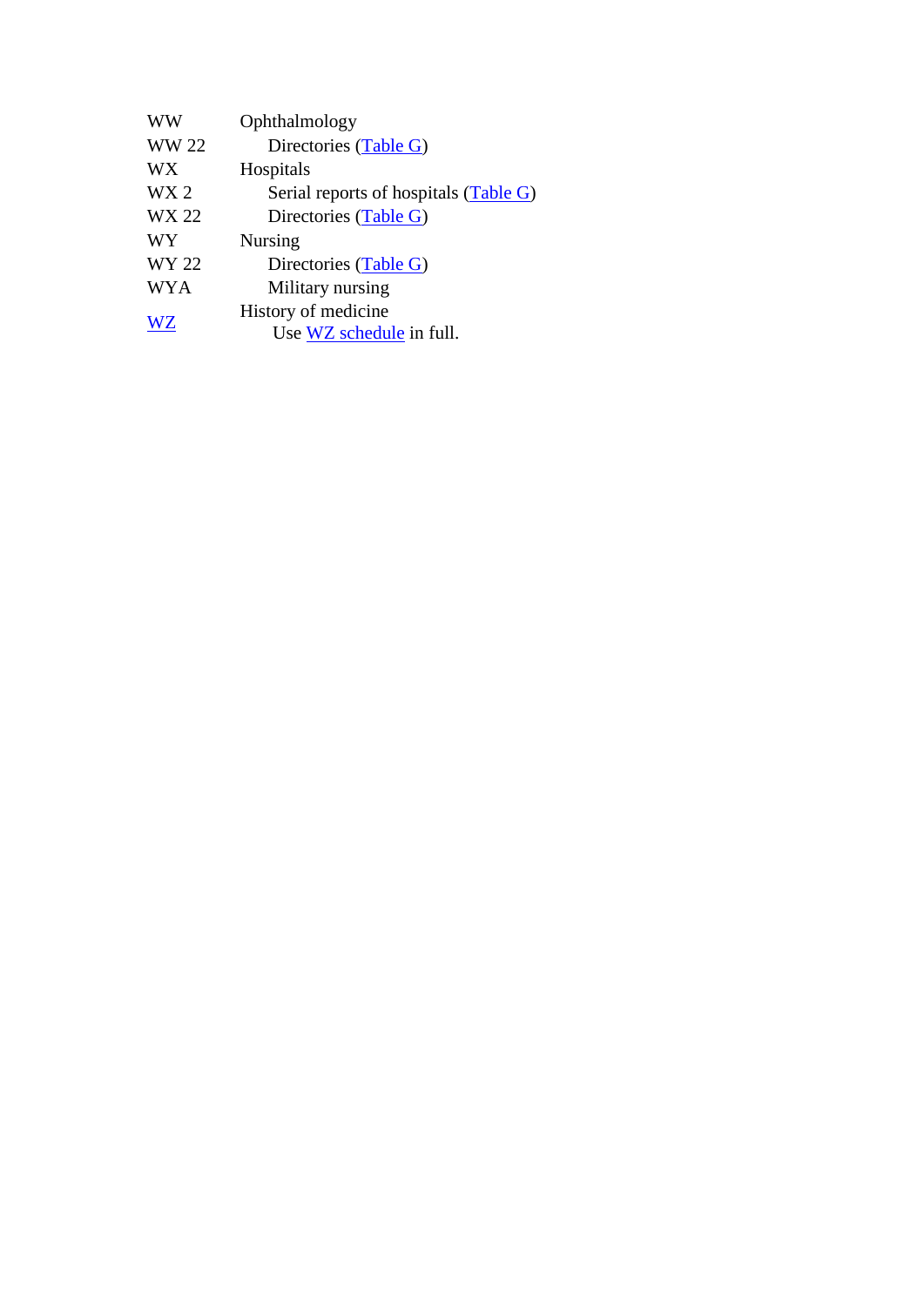| | |
|---|---|
| WW | Ophthalmology |
| WW 22 | Directories (Table G) |
| WX | Hospitals |
| WX 2 | Serial reports of hospitals (Table G) |
| WX 22 | Directories (Table G) |
| WY | Nursing |
| WY 22 | Directories (Table G) |
| WYA | Military nursing |
| WZ | History of medicine<br>Use WZ schedule in full. |